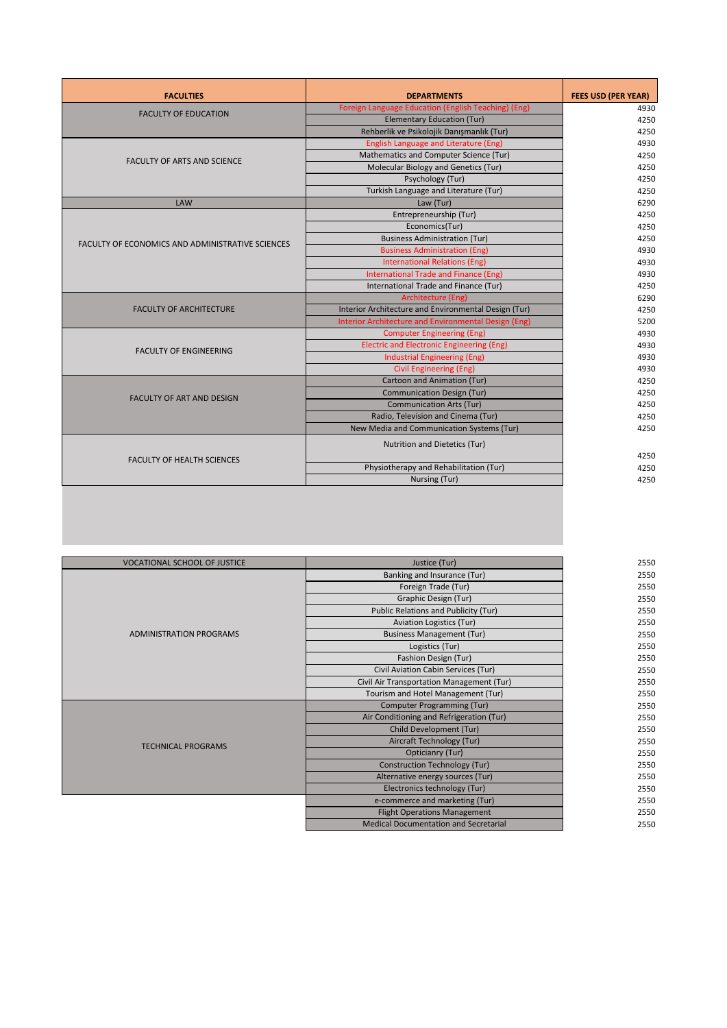| FACULTIES | DEPARTMENTS | FEES USD (PER YEAR) |
|---|---|---|
| FACULTY OF EDUCATION | Foreign Language Education (English Teaching) (Eng) | 4930 |
| | Elementary Education (Tur) | 4250 |
| | Rehberlik ve Psikolojik Danışmanlık (Tur) | 4250 |
| FACULTY OF ARTS AND SCIENCE | English Language and Literature (Eng) | 4930 |
| | Mathematics and Computer Science (Tur) | 4250 |
| | Molecular Biology and Genetics (Tur) | 4250 |
| | Psychology (Tur) | 4250 |
| | Turkish Language and Literature (Tur) | 4250 |
| LAW | Law (Tur) | 6290 |
| FACULTY OF ECONOMICS AND ADMINISTRATIVE SCIENCES | Entrepreneurship (Tur) | 4250 |
| | Economics(Tur) | 4250 |
| | Business Administration (Tur) | 4250 |
| | Business Administration (Eng) | 4930 |
| | International Relations (Eng) | 4930 |
| | International Trade and Finance (Eng) | 4930 |
| | International Trade and Finance (Tur) | 4250 |
| FACULTY OF ARCHITECTURE | Architecture (Eng) | 6290 |
| | Interior Architecture and Environmental Design (Tur) | 4250 |
| | Interior Architecture and Environmental Design (Eng) | 5200 |
| FACULTY OF ENGINEERING | Computer Engineering (Eng) | 4930 |
| | Electric and Electronic Engineering (Eng) | 4930 |
| | Industrial Engineering (Eng) | 4930 |
| | Civil Engineering (Eng) | 4930 |
| FACULTY OF ART AND DESIGN | Cartoon and Animation (Tur) | 4250 |
| | Communication Design (Tur) | 4250 |
| | Communication Arts (Tur) | 4250 |
| | Radio, Television and Cinema (Tur) | 4250 |
| | New Media and Communication Systems (Tur) | 4250 |
| FACULTY OF HEALTH SCIENCES | Nutrition and Dietetics (Tur) | 4250 |
| | Physiotherapy and Rehabilitation (Tur) | 4250 |
| | Nursing (Tur) | 4250 |

| FACULTIES | DEPARTMENTS | FEES USD (PER YEAR) |
|---|---|---|
| VOCATIONAL SCHOOL OF JUSTICE | Justice (Tur) | 2550 |
| ADMINISTRATION PROGRAMS | Banking and Insurance (Tur) | 2550 |
| | Foreign Trade (Tur) | 2550 |
| | Graphic Design (Tur) | 2550 |
| | Public Relations and Publicity (Tur) | 2550 |
| | Aviation Logistics (Tur) | 2550 |
| | Business Management (Tur) | 2550 |
| | Logistics (Tur) | 2550 |
| | Fashion Design (Tur) | 2550 |
| | Civil Aviation Cabin Services (Tur) | 2550 |
| | Civil Air Transportation Management (Tur) | 2550 |
| | Tourism and Hotel Management (Tur) | 2550 |
| TECHNICAL PROGRAMS | Computer Programming (Tur) | 2550 |
| | Air Conditioning and Refrigeration (Tur) | 2550 |
| | Child Development (Tur) | 2550 |
| | Aircraft Technology (Tur) | 2550 |
| | Opticianry (Tur) | 2550 |
| | Construction Technology (Tur) | 2550 |
| | Alternative energy sources (Tur) | 2550 |
| | Electronics technology (Tur) | 2550 |
| | e-commerce and marketing (Tur) | 2550 |
| | Flight Operations Management | 2550 |
| | Medical Documentation and Secretarial | 2550 |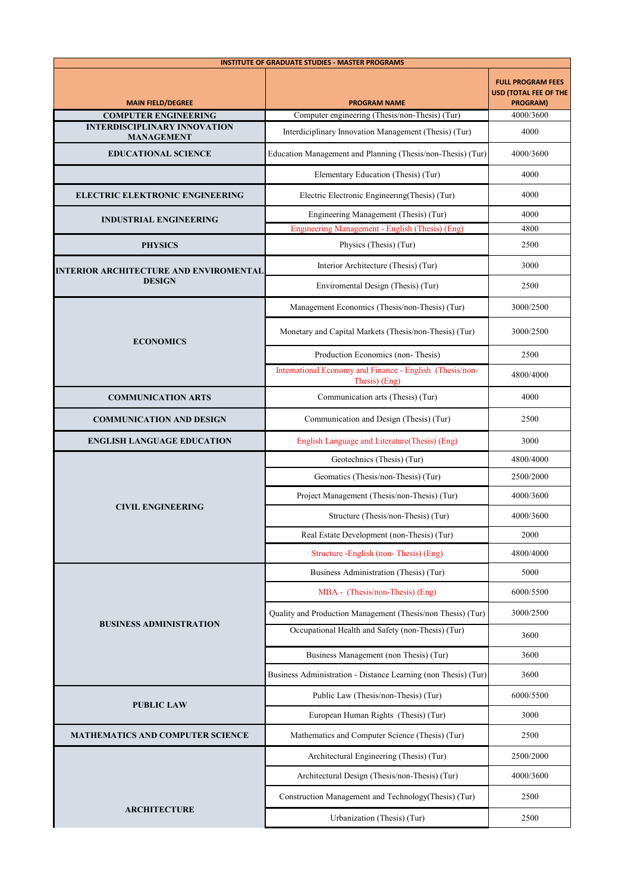| INSTITUTE OF GRADUATE STUDIES - MASTER PROGRAMS | | |
|---|---|---|
| MAIN FIELD/DEGREE | PROGRAM NAME | FULL PROGRAM FEES USD (TOTAL FEE OF THE PROGRAM) |
| COMPUTER ENGINEERING | Computer engineering (Thesis/non-Thesis) (Tur) | 4000/3600 |
| INTERDISCIPLINARY INNOVATION MANAGEMENT | Interdiciplinary Innovation Management (Thesis) (Tur) | 4000 |
| EDUCATIONAL SCIENCE | Education Management and Planning (Thesis/non-Thesis) (Tur) | 4000/3600 |
| | Elementary Education (Thesis) (Tur) | 4000 |
| ELECTRIC ELEKTRONIC ENGINEERING | Electric Electronic Engineerıng(Thesis) (Tur) | 4000 |
| INDUSTRIAL ENGINEERING | Engineering Management (Thesis) (Tur) | 4000 |
| | Engineering Management - English (Thesis) (Eng) | 4800 |
| PHYSICS | Physics (Thesis) (Tur) | 2500 |
| INTERIOR ARCHITECTURE AND ENVIROMENTAL DESIGN | Interior Architecture (Thesis) (Tur) | 3000 |
| | Enviromental Design (Thesis) (Tur) | 2500 |
| ECONOMICS | Management Economics (Thesis/non-Thesis) (Tur) | 3000/2500 |
| | Monetary and Capital Markets (Thesis/non-Thesis) (Tur) | 3000/2500 |
| | Production Economics (non- Thesis) | 2500 |
| | International Economy and Finance - English (Thesis/non-Thesis) (Eng) | 4800/4000 |
| COMMUNICATION ARTS | Communication arts (Thesis) (Tur) | 4000 |
| COMMUNICATION AND DESIGN | Communication and Design (Thesis) (Tur) | 2500 |
| ENGLISH LANGUAGE EDUCATION | English Language and Literature(Thesis) (Eng) | 3000 |
| CIVIL ENGINEERING | Geotechnics (Thesis) (Tur) | 4800/4000 |
| | Geomatics (Thesis/non-Thesis) (Tur) | 2500/2000 |
| | Project Management (Thesis/non-Thesis) (Tur) | 4000/3600 |
| | Structure (Thesis/non-Thesis) (Tur) | 4000/3600 |
| | Real Estate Development (non-Thesis) (Tur) | 2000 |
| | Structure -English (non- Thesis) (Eng) | 4800/4000 |
| BUSINESS ADMINISTRATION | Business Administration (Thesis) (Tur) | 5000 |
| | MBA - (Thesis/non-Thesis) (Eng) | 6000/5500 |
| | Quality and Production Management (Thesis/non Thesis) (Tur) | 3000/2500 |
| | Occupational Health and Safety (non-Thesis) (Tur) | 3600 |
| | Business Management (non Thesis) (Tur) | 3600 |
| | Business Administration - Distance Learning (non Thesis) (Tur) | 3600 |
| PUBLIC LAW | Public Law (Thesis/non-Thesis) (Tur) | 6000/5500 |
| | European Human Rights (Thesis) (Tur) | 3000 |
| MATHEMATICS AND COMPUTER SCIENCE | Mathematics and Computer Science (Thesis) (Tur) | 2500 |
| ARCHITECTURE | Architectural Engineering (Thesis) (Tur) | 2500/2000 |
| | Architectural Design (Thesis/non-Thesis) (Tur) | 4000/3600 |
| | Construction Management and Technology(Thesis) (Tur) | 2500 |
| | Urbanization (Thesis) (Tur) | 2500 |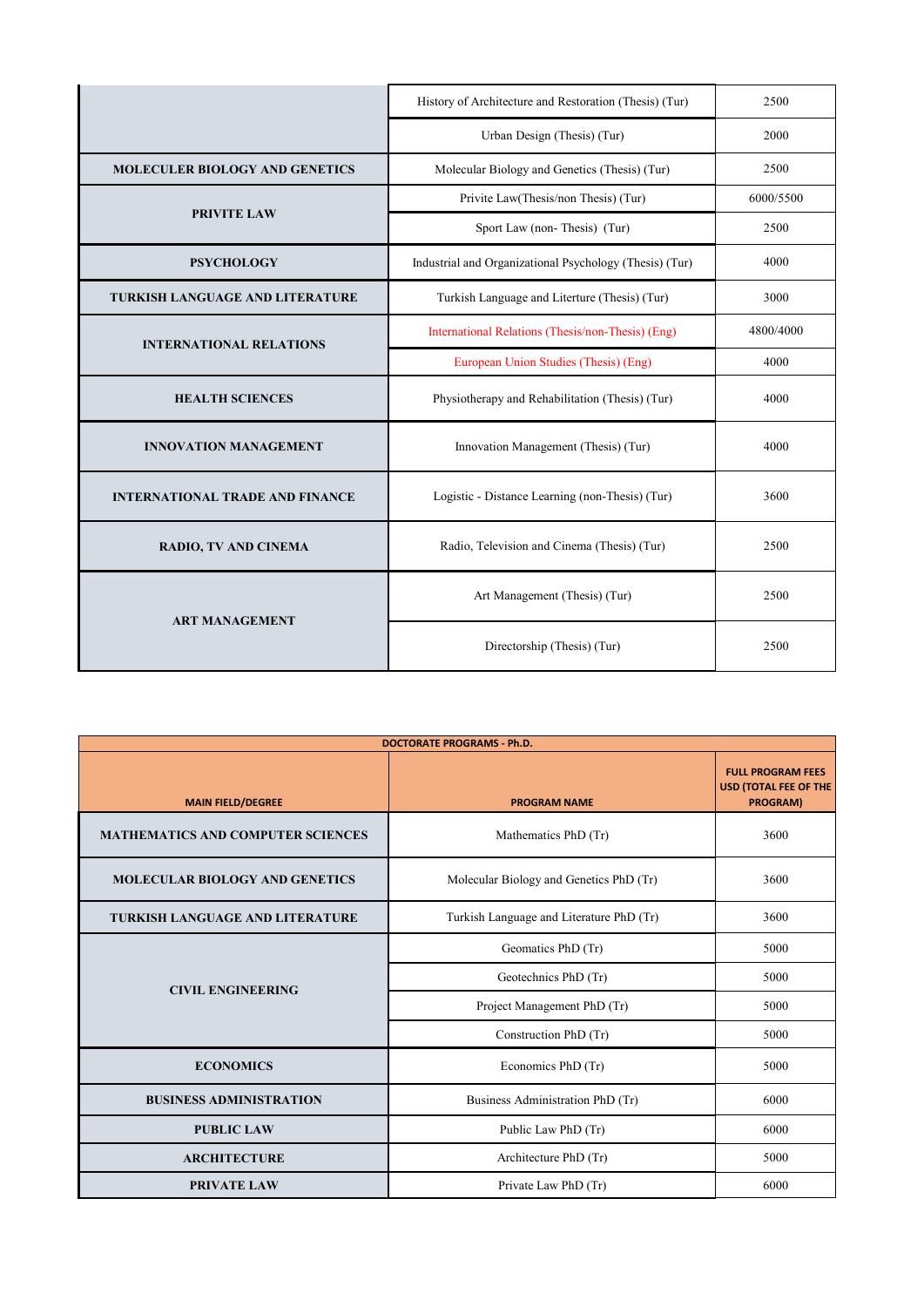| | | |
|---|---|---|
| | History of Architecture and Restoration (Thesis) (Tur) | 2500 |
| | Urban Design (Thesis) (Tur) | 2000 |
| **MOLECULER BIOLOGY AND GENETICS** | Molecular Biology and Genetics (Thesis) (Tur) | 2500 |
| **PRIVITE LAW** | Privite Law(Thesis/non Thesis) (Tur) | 6000/5500 |
| | Sport Law (non- Thesis) (Tur) | 2500 |
| **PSYCHOLOGY** | Industrial and Organizational Psychology (Thesis) (Tur) | 4000 |
| **TURKISH LANGUAGE AND LITERATURE** | Turkish Language and Literture (Thesis) (Tur) | 3000 |
| **INTERNATIONAL RELATIONS** | International Relations (Thesis/non-Thesis) (Eng) | 4800/4000 |
| | European Union Studies (Thesis) (Eng) | 4000 |
| **HEALTH SCIENCES** | Physiotherapy and Rehabilitation (Thesis) (Tur) | 4000 |
| **INNOVATION MANAGEMENT** | Innovation Management (Thesis) (Tur) | 4000 |
| **INTERNATIONAL TRADE AND FINANCE** | Logistic - Distance Learning (non-Thesis) (Tur) | 3600 |
| **RADIO, TV AND CINEMA** | Radio, Television and Cinema (Thesis) (Tur) | 2500 |
| **ART MANAGEMENT** | Art Management (Thesis) (Tur) | 2500 |
| | Directorship (Thesis) (Tur) | 2500 |

**DOCTORATE PROGRAMS - Ph.D.**

| MAIN FIELD/DEGREE | PROGRAM NAME | FULL PROGRAM FEES USD (TOTAL FEE OF THE PROGRAM) |
|---|---|---|
| **MATHEMATICS AND COMPUTER SCIENCES** | Mathematics PhD (Tr) | 3600 |
| **MOLECULAR BIOLOGY AND GENETICS** | Molecular Biology and Genetics PhD (Tr) | 3600 |
| **TURKISH LANGUAGE AND LITERATURE** | Turkish Language and Literature PhD (Tr) | 3600 |
| **CIVIL ENGINEERING** | Geomatics PhD (Tr) | 5000 |
| | Geotechnics PhD (Tr) | 5000 |
| | Project Management PhD (Tr) | 5000 |
| | Construction PhD (Tr) | 5000 |
| **ECONOMICS** | Economics PhD (Tr) | 5000 |
| **BUSINESS ADMINISTRATION** | Business Administration PhD (Tr) | 6000 |
| **PUBLIC LAW** | Public Law PhD (Tr) | 6000 |
| **ARCHITECTURE** | Architecture PhD (Tr) | 5000 |
| **PRIVATE LAW** | Private Law PhD (Tr) | 6000 |